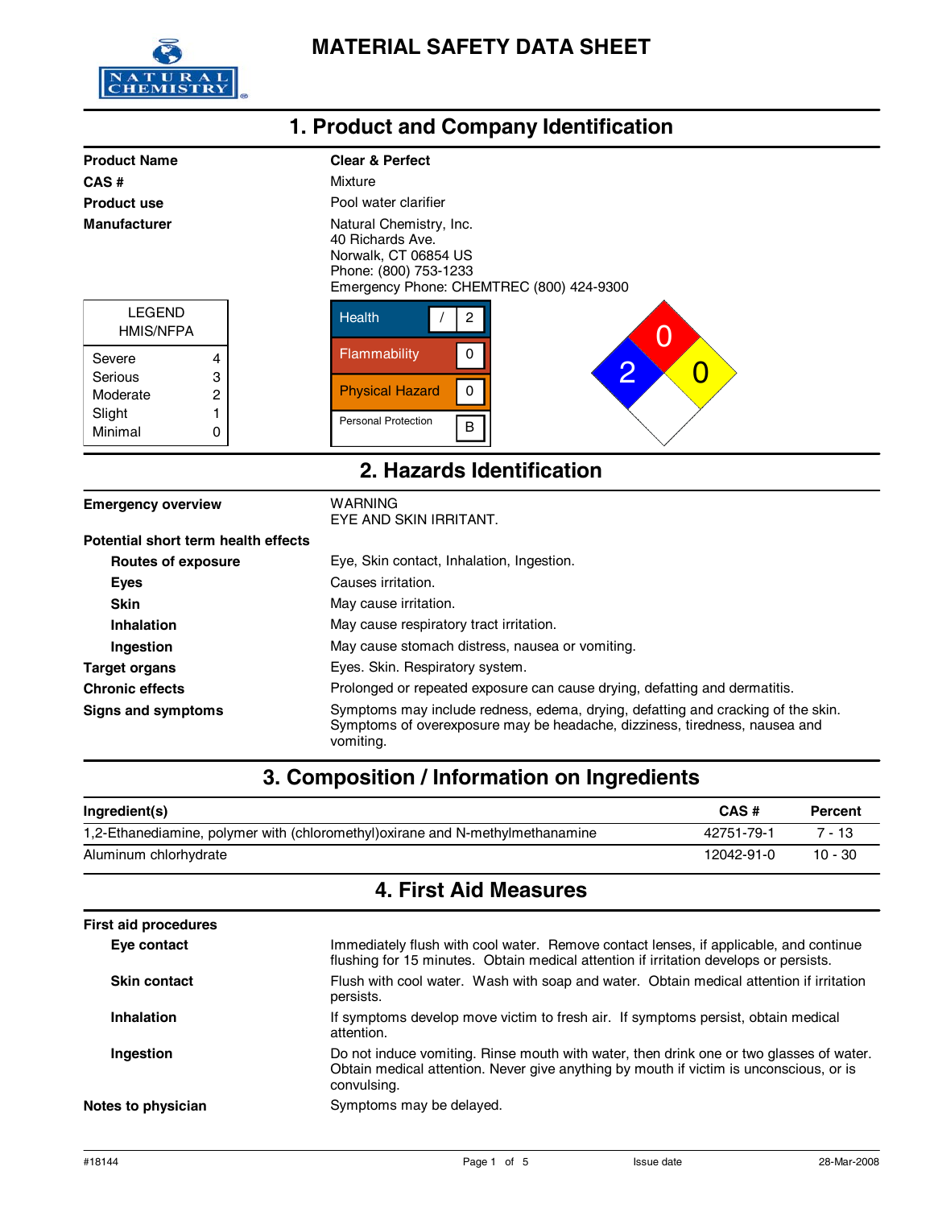# MATERIAL SAFETY DATA SHEET

## 1. Product and Company Identification

| | |
|---|---|
| **Product Name** | **Clear & Perfect** |
| **CAS #** | Mixture |
| **Product use** | Pool water clarifier |
| **Manufacturer** | Natural Chemistry, Inc.<br>40 Richards Ave.<br>Norwalk, CT 06854 US<br>Phone: (800) 753-1233<br>Emergency Phone: CHEMTREC (800) 424-9300 |

| LEGEND HMIS/NFPA | |
|---|---|
| Severe | 4 |
| Serious | 3 |
| Moderate | 2 |
| Slight | 1 |
| Minimal | 0 |

| HMIS | |
|---|---|
| Health | / 2 |
| Flammability | 0 |
| Physical Hazard | 0 |
| Personal Protection | B |

NFPA: Health 2, Flammability 0, Instability 0

## 2. Hazards Identification

| | |
|---|---|
| **Emergency overview** | WARNING<br>EYE AND SKIN IRRITANT. |
| **Potential short term health effects** | |
| **Routes of exposure** | Eye, Skin contact, Inhalation, Ingestion. |
| **Eyes** | Causes irritation. |
| **Skin** | May cause irritation. |
| **Inhalation** | May cause respiratory tract irritation. |
| **Ingestion** | May cause stomach distress, nausea or vomiting. |
| **Target organs** | Eyes. Skin. Respiratory system. |
| **Chronic effects** | Prolonged or repeated exposure can cause drying, defatting and dermatitis. |
| **Signs and symptoms** | Symptoms may include redness, edema, drying, defatting and cracking of the skin. Symptoms of overexposure may be headache, dizziness, tiredness, nausea and vomiting. |

## 3. Composition / Information on Ingredients

| Ingredient(s) | CAS # | Percent |
|---|---|---|
| 1,2-Ethanediamine, polymer with (chloromethyl)oxirane and N-methylmethanamine | 42751-79-1 | 7 - 13 |
| Aluminum chlorhydrate | 12042-91-0 | 10 - 30 |

## 4. First Aid Measures

| | |
|---|---|
| **First aid procedures** | |
| **Eye contact** | Immediately flush with cool water. Remove contact lenses, if applicable, and continue flushing for 15 minutes. Obtain medical attention if irritation develops or persists. |
| **Skin contact** | Flush with cool water. Wash with soap and water. Obtain medical attention if irritation persists. |
| **Inhalation** | If symptoms develop move victim to fresh air. If symptoms persist, obtain medical attention. |
| **Ingestion** | Do not induce vomiting. Rinse mouth with water, then drink one or two glasses of water. Obtain medical attention. Never give anything by mouth if victim is unconscious, or is convulsing. |
| **Notes to physician** | Symptoms may be delayed. |

#18144 Issue date 28-Mar-2008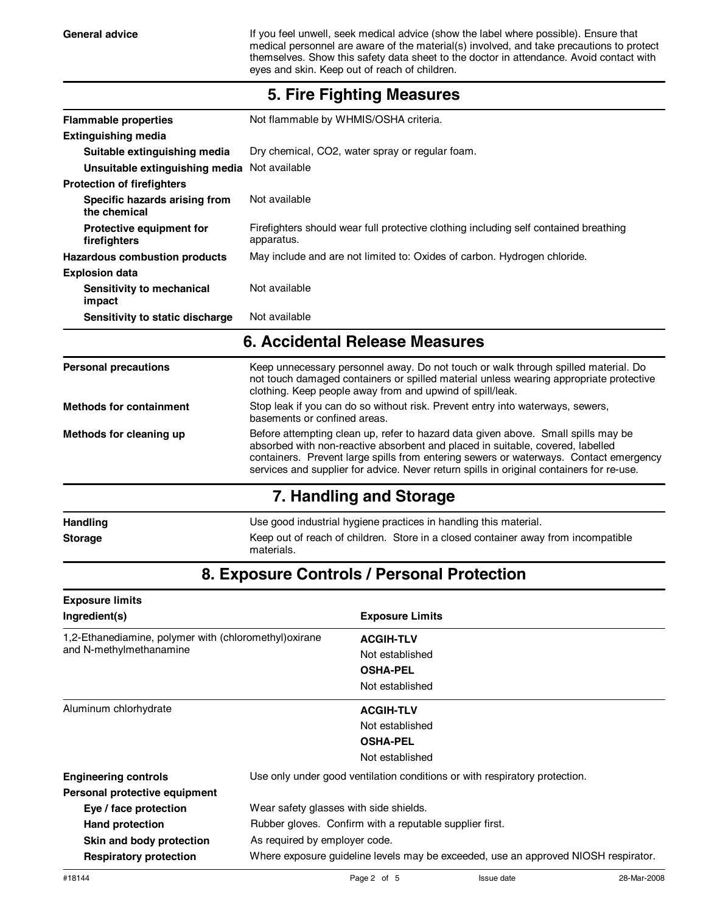| | |
|---|---|
| **General advice** | If you feel unwell, seek medical advice (show the label where possible). Ensure that medical personnel are aware of the material(s) involved, and take precautions to protect themselves. Show this safety data sheet to the doctor in attendance. Avoid contact with eyes and skin. Keep out of reach of children. |

## 5. Fire Fighting Measures

| | |
|---|---|
| **Flammable properties** | Not flammable by WHMIS/OSHA criteria. |
| **Extinguishing media** | |
| **Suitable extinguishing media** | Dry chemical, $CO_2$, water spray or regular foam. |
| **Unsuitable extinguishing media** | Not available |
| **Protection of firefighters** | |
| **Specific hazards arising from the chemical** | Not available |
| **Protective equipment for firefighters** | Firefighters should wear full protective clothing including self contained breathing apparatus. |
| **Hazardous combustion products** | May include and are not limited to: Oxides of carbon. Hydrogen chloride. |
| **Explosion data** | |
| **Sensitivity to mechanical impact** | Not available |
| **Sensitivity to static discharge** | Not available |

## 6. Accidental Release Measures

| | |
|---|---|
| **Personal precautions** | Keep unnecessary personnel away. Do not touch or walk through spilled material. Do not touch damaged containers or spilled material unless wearing appropriate protective clothing. Keep people away from and upwind of spill/leak. |
| **Methods for containment** | Stop leak if you can do so without risk. Prevent entry into waterways, sewers, basements or confined areas. |
| **Methods for cleaning up** | Before attempting clean up, refer to hazard data given above. Small spills may be absorbed with non-reactive absorbent and placed in suitable, covered, labelled containers. Prevent large spills from entering sewers or waterways. Contact emergency services and supplier for advice. Never return spills in original containers for re-use. |

## 7. Handling and Storage

| | |
|---|---|
| **Handling** | Use good industrial hygiene practices in handling this material. |
| **Storage** | Keep out of reach of children. Store in a closed container away from incompatible materials. |

## 8. Exposure Controls / Personal Protection

**Exposure limits**

| Ingredient(s) | Exposure Limits |
|---|---|
| 1,2-Ethanediamine, polymer with (chloromethyl)oxirane and N-methylmethanamine | **ACGIH-TLV**<br>Not established<br>**OSHA-PEL**<br>Not established |
| Aluminum chlorhydrate | **ACGIH-TLV**<br>Not established<br>**OSHA-PEL**<br>Not established |

| | |
|---|---|
| **Engineering controls** | Use only under good ventilation conditions or with respiratory protection. |
| **Personal protective equipment** | |
| **Eye / face protection** | Wear safety glasses with side shields. |
| **Hand protection** | Rubber gloves. Confirm with a reputable supplier first. |
| **Skin and body protection** | As required by employer code. |
| **Respiratory protection** | Where exposure guideline levels may be exceeded, use an approved NIOSH respirator. |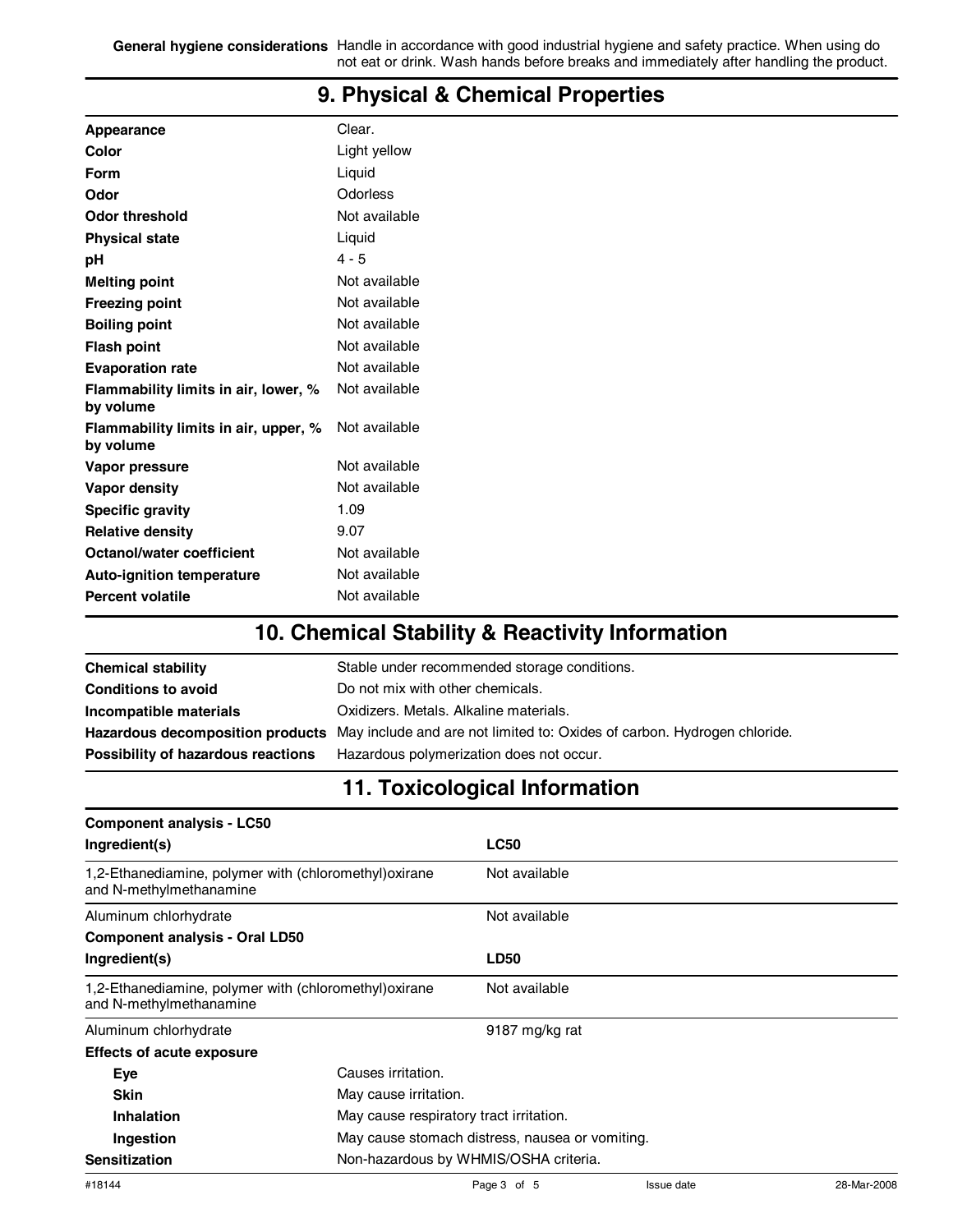| | |
|---|---|
| **General hygiene considerations** | Handle in accordance with good industrial hygiene and safety practice. When using do not eat or drink. Wash hands before breaks and immediately after handling the product. |

## 9. Physical & Chemical Properties

| | |
|---|---|
| **Appearance** | Clear. |
| **Color** | Light yellow |
| **Form** | Liquid |
| **Odor** | Odorless |
| **Odor threshold** | Not available |
| **Physical state** | Liquid |
| **pH** | 4 - 5 |
| **Melting point** | Not available |
| **Freezing point** | Not available |
| **Boiling point** | Not available |
| **Flash point** | Not available |
| **Evaporation rate** | Not available |
| **Flammability limits in air, lower, % by volume** | Not available |
| **Flammability limits in air, upper, % by volume** | Not available |
| **Vapor pressure** | Not available |
| **Vapor density** | Not available |
| **Specific gravity** | 1.09 |
| **Relative density** | 9.07 |
| **Octanol/water coefficient** | Not available |
| **Auto-ignition temperature** | Not available |
| **Percent volatile** | Not available |

## 10. Chemical Stability & Reactivity Information

| | |
|---|---|
| **Chemical stability** | Stable under recommended storage conditions. |
| **Conditions to avoid** | Do not mix with other chemicals. |
| **Incompatible materials** | Oxidizers. Metals. Alkaline materials. |
| **Hazardous decomposition products** | May include and are not limited to: Oxides of carbon. Hydrogen chloride. |
| **Possibility of hazardous reactions** | Hazardous polymerization does not occur. |

## 11. Toxicological Information

**Component analysis - LC50**

| Ingredient(s) | LC50 |
|---|---|
| 1,2-Ethanediamine, polymer with (chloromethyl)oxirane and N-methylmethanamine | Not available |
| Aluminum chlorhydrate | Not available |

**Component analysis - Oral LD50**

| Ingredient(s) | LD50 |
|---|---|
| 1,2-Ethanediamine, polymer with (chloromethyl)oxirane and N-methylmethanamine | Not available |
| Aluminum chlorhydrate | 9187 mg/kg rat |

**Effects of acute exposure**

| | |
|---|---|
| **Eye** | Causes irritation. |
| **Skin** | May cause irritation. |
| **Inhalation** | May cause respiratory tract irritation. |
| **Ingestion** | May cause stomach distress, nausea or vomiting. |
| **Sensitization** | Non-hazardous by WHMIS/OSHA criteria. |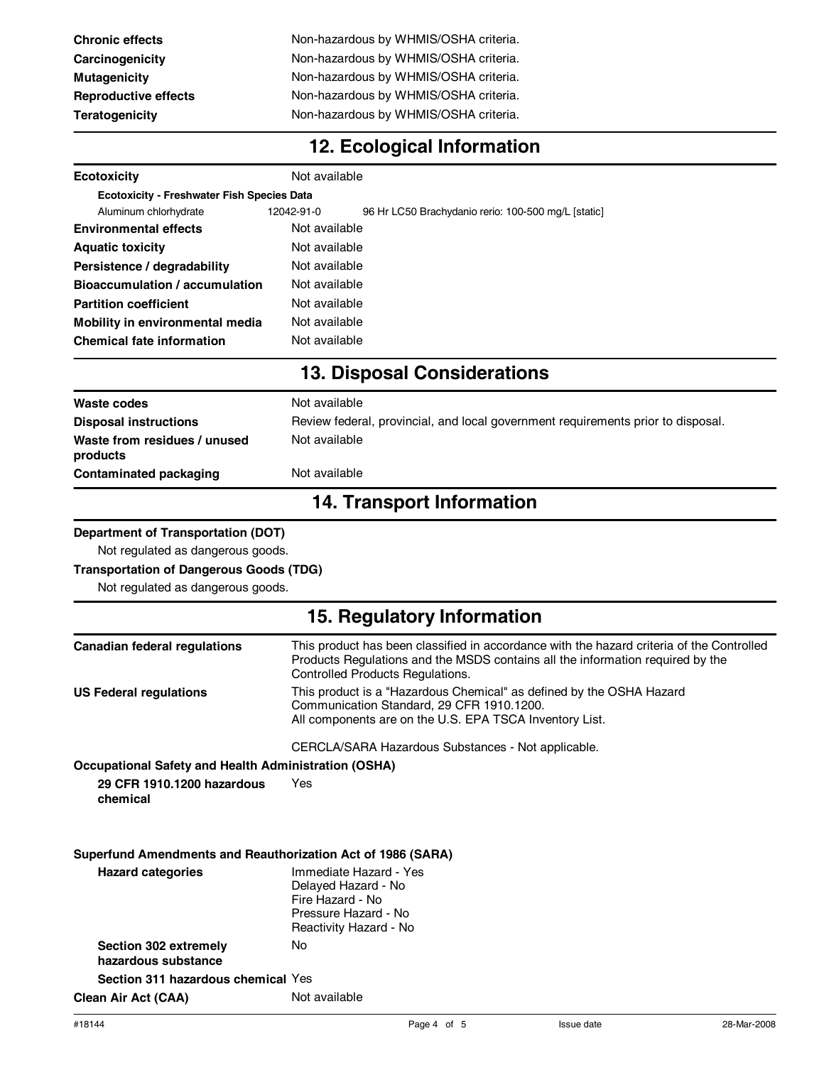| | |
|---|---|
| **Chronic effects** | Non-hazardous by WHMIS/OSHA criteria. |
| **Carcinogenicity** | Non-hazardous by WHMIS/OSHA criteria. |
| **Mutagenicity** | Non-hazardous by WHMIS/OSHA criteria. |
| **Reproductive effects** | Non-hazardous by WHMIS/OSHA criteria. |
| **Teratogenicity** | Non-hazardous by WHMIS/OSHA criteria. |

## 12. Ecological Information

**Ecotoxicity** Not available

**Ecotoxicity - Freshwater Fish Species Data**

| | | |
|---|---|---|
| Aluminum chlorhydrate | 12042-91-0 | 96 Hr LC50 Brachydanio rerio: 100-500 mg/L [static] |

| | |
|---|---|
| **Environmental effects** | Not available |
| **Aquatic toxicity** | Not available |
| **Persistence / degradability** | Not available |
| **Bioaccumulation / accumulation** | Not available |
| **Partition coefficient** | Not available |
| **Mobility in environmental media** | Not available |
| **Chemical fate information** | Not available |

## 13. Disposal Considerations

| | |
|---|---|
| **Waste codes** | Not available |
| **Disposal instructions** | Review federal, provincial, and local government requirements prior to disposal. |
| **Waste from residues / unused products** | Not available |
| **Contaminated packaging** | Not available |

## 14. Transport Information

**Department of Transportation (DOT)**

Not regulated as dangerous goods.

**Transportation of Dangerous Goods (TDG)**

Not regulated as dangerous goods.

## 15. Regulatory Information

**Canadian federal regulations** This product has been classified in accordance with the hazard criteria of the Controlled Products Regulations and the MSDS contains all the information required by the Controlled Products Regulations.

**US Federal regulations** This product is a "Hazardous Chemical" as defined by the OSHA Hazard Communication Standard, 29 CFR 1910.1200.
All components are on the U.S. EPA TSCA Inventory List.

CERCLA/SARA Hazardous Substances - Not applicable.

**Occupational Safety and Health Administration (OSHA)**

**29 CFR 1910.1200 hazardous chemical** Yes

**Superfund Amendments and Reauthorization Act of 1986 (SARA)**

**Hazard categories**
Immediate Hazard - Yes
Delayed Hazard - No
Fire Hazard - No
Pressure Hazard - No
Reactivity Hazard - No

**Section 302 extremely hazardous substance** No

**Section 311 hazardous chemical** Yes

**Clean Air Act (CAA)** Not available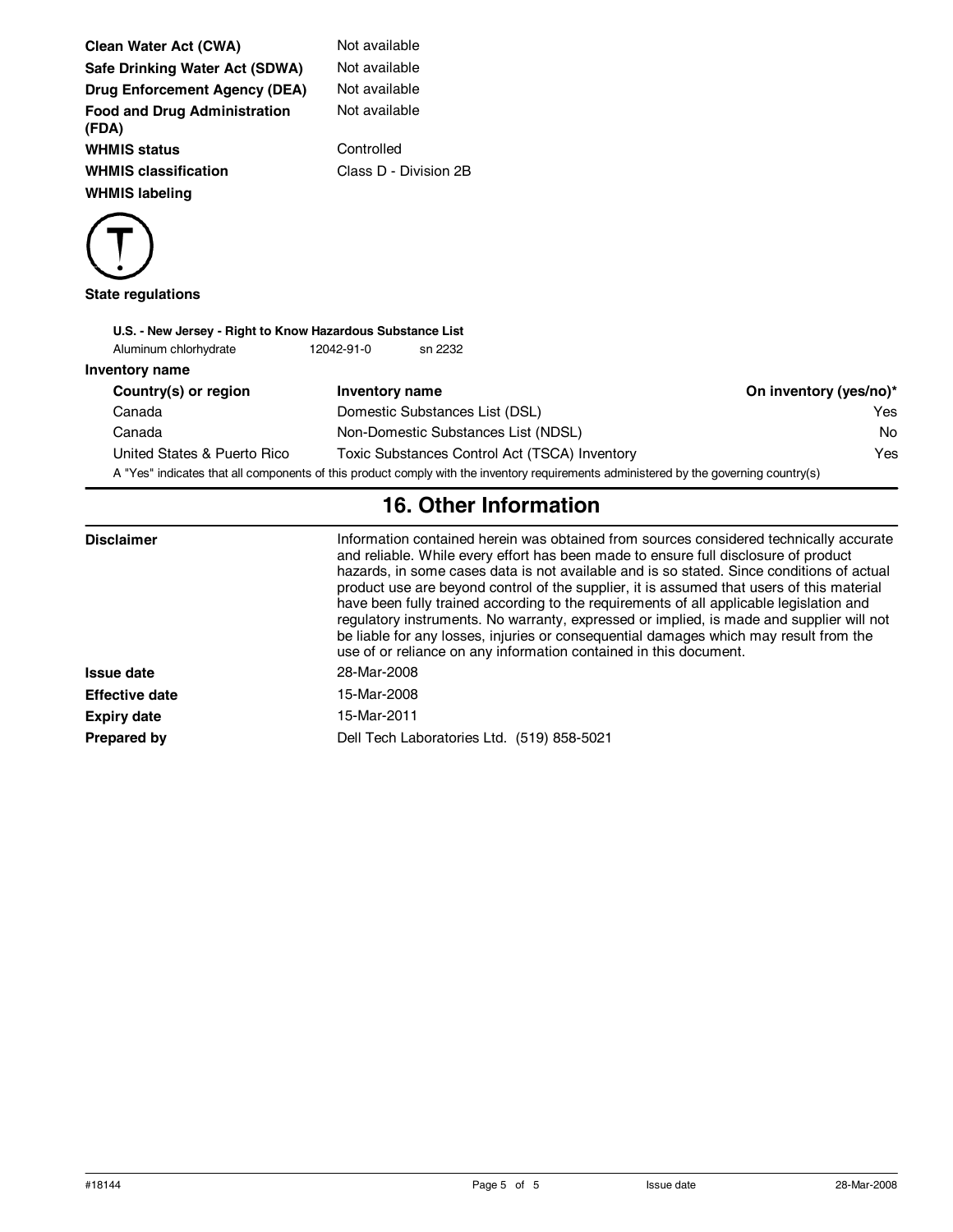| | |
|---|---|
| **Clean Water Act (CWA)** | Not available |
| **Safe Drinking Water Act (SDWA)** | Not available |
| **Drug Enforcement Agency (DEA)** | Not available |
| **Food and Drug Administration (FDA)** | Not available |
| **WHMIS status** | Controlled |
| **WHMIS classification** | Class D - Division 2B |
| **WHMIS labeling** | |

**State regulations**

**U.S. - New Jersey - Right to Know Hazardous Substance List**

| | | |
|---|---|---|
| Aluminum chlorhydrate | 12042-91-0 | sn 2232 |

**Inventory name**

| Country(s) or region | Inventory name | On inventory (yes/no)* |
|---|---|---|
| Canada | Domestic Substances List (DSL) | Yes |
| Canada | Non-Domestic Substances List (NDSL) | No |
| United States & Puerto Rico | Toxic Substances Control Act (TSCA) Inventory | Yes |

A "Yes" indicates that all components of this product comply with the inventory requirements administered by the governing country(s)

# 16. Other Information

| | |
|---|---|
| **Disclaimer** | Information contained herein was obtained from sources considered technically accurate and reliable. While every effort has been made to ensure full disclosure of product hazards, in some cases data is not available and is so stated. Since conditions of actual product use are beyond control of the supplier, it is assumed that users of this material have been fully trained according to the requirements of all applicable legislation and regulatory instruments. No warranty, expressed or implied, is made and supplier will not be liable for any losses, injuries or consequential damages which may result from the use of or reliance on any information contained in this document. |
| **Issue date** | 28-Mar-2008 |
| **Effective date** | 15-Mar-2008 |
| **Expiry date** | 15-Mar-2011 |
| **Prepared by** | Dell Tech Laboratories Ltd. (519) 858-5021 |